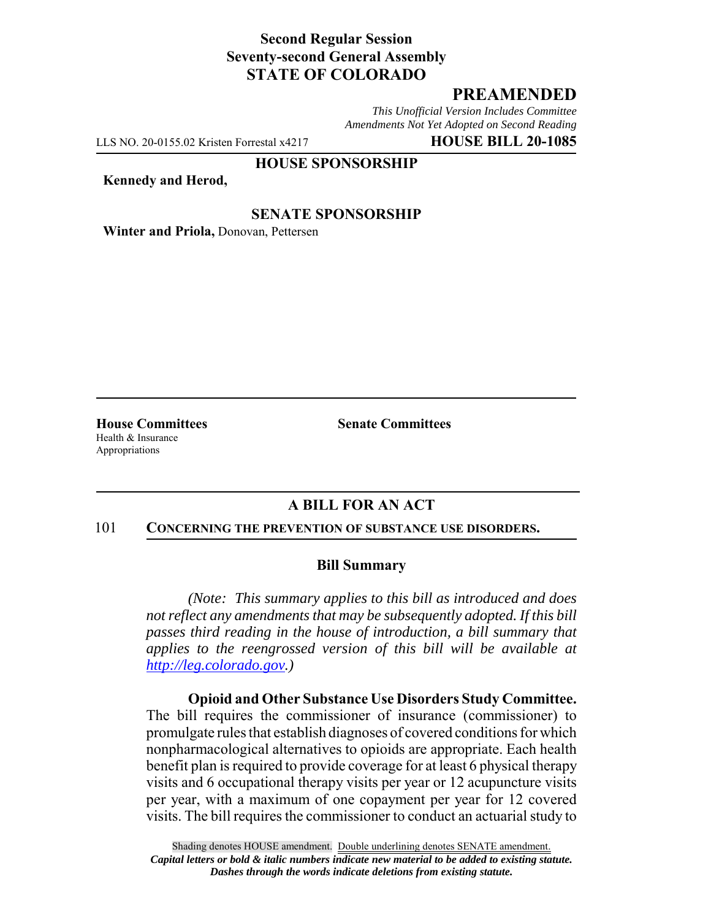**Second Regular Session**
**Seventy-second General Assembly**
**STATE OF COLORADO**

# PREAMENDED

*This Unofficial Version Includes Committee Amendments Not Yet Adopted on Second Reading*

LLS NO. 20-0155.02 Kristen Forrestal x4217 **HOUSE BILL 20-1085**

**HOUSE SPONSORSHIP**

**Kennedy and Herod,**

**SENATE SPONSORSHIP**

**Winter and Priola,** Donovan, Pettersen

**House Committees**
Health & Insurance
Appropriations

**Senate Committees**

## A BILL FOR AN ACT

101 **CONCERNING THE PREVENTION OF SUBSTANCE USE DISORDERS.**

### Bill Summary

*(Note: This summary applies to this bill as introduced and does not reflect any amendments that may be subsequently adopted. If this bill passes third reading in the house of introduction, a bill summary that applies to the reengrossed version of this bill will be available at http://leg.colorado.gov.)*

**Opioid and Other Substance Use Disorders Study Committee.** The bill requires the commissioner of insurance (commissioner) to promulgate rules that establish diagnoses of covered conditions for which nonpharmacological alternatives to opioids are appropriate. Each health benefit plan is required to provide coverage for at least 6 physical therapy visits and 6 occupational therapy visits per year or 12 acupuncture visits per year, with a maximum of one copayment per year for 12 covered visits. The bill requires the commissioner to conduct an actuarial study to

Shading denotes HOUSE amendment. Double underlining denotes SENATE amendment.
*Capital letters or bold & italic numbers indicate new material to be added to existing statute.*
*Dashes through the words indicate deletions from existing statute.*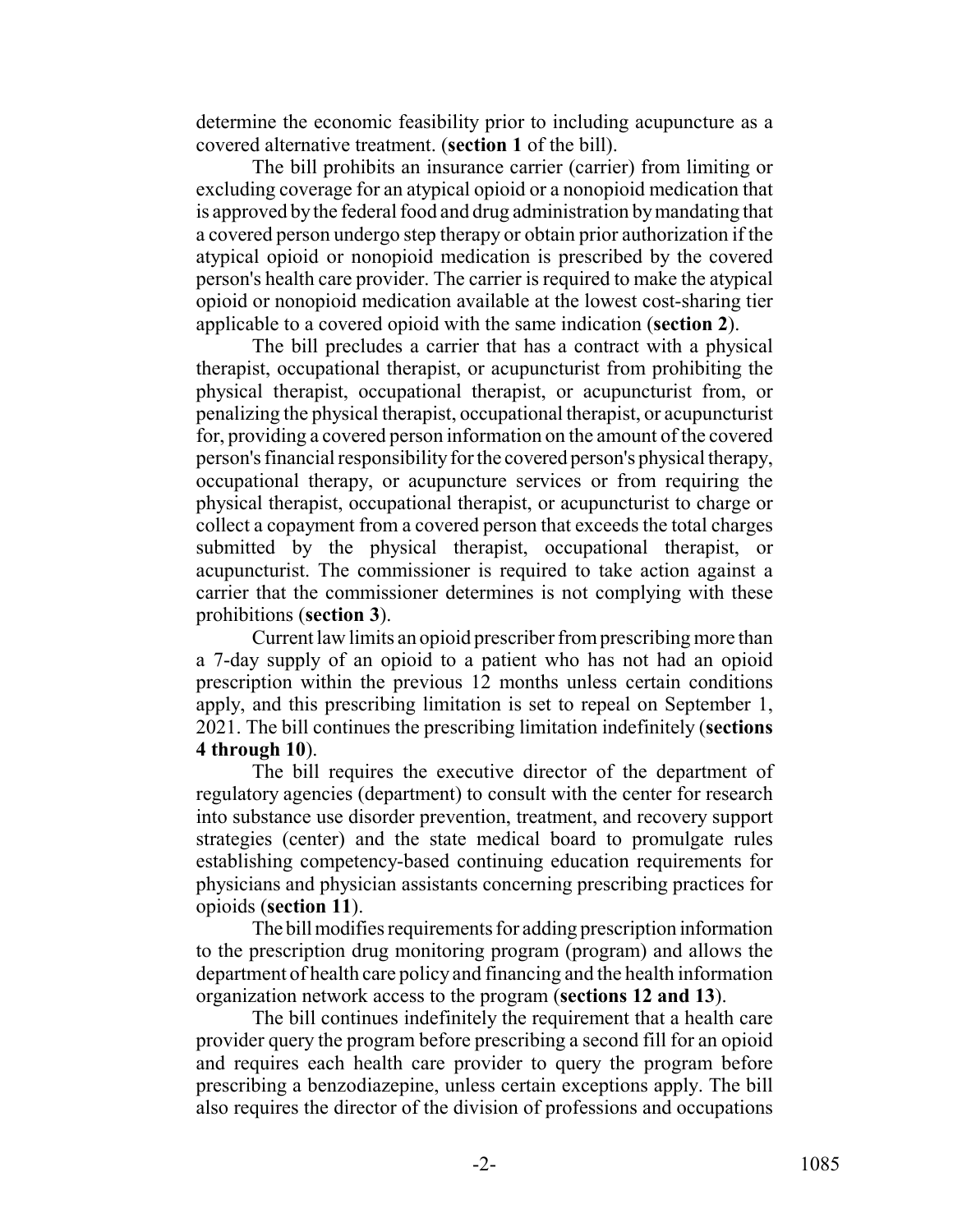determine the economic feasibility prior to including acupuncture as a covered alternative treatment. (**section 1** of the bill).

The bill prohibits an insurance carrier (carrier) from limiting or excluding coverage for an atypical opioid or a nonopioid medication that is approved by the federal food and drug administration by mandating that a covered person undergo step therapy or obtain prior authorization if the atypical opioid or nonopioid medication is prescribed by the covered person's health care provider. The carrier is required to make the atypical opioid or nonopioid medication available at the lowest cost-sharing tier applicable to a covered opioid with the same indication (**section 2**).

The bill precludes a carrier that has a contract with a physical therapist, occupational therapist, or acupuncturist from prohibiting the physical therapist, occupational therapist, or acupuncturist from, or penalizing the physical therapist, occupational therapist, or acupuncturist for, providing a covered person information on the amount of the covered person's financial responsibility for the covered person's physical therapy, occupational therapy, or acupuncture services or from requiring the physical therapist, occupational therapist, or acupuncturist to charge or collect a copayment from a covered person that exceeds the total charges submitted by the physical therapist, occupational therapist, or acupuncturist. The commissioner is required to take action against a carrier that the commissioner determines is not complying with these prohibitions (**section 3**).

Current law limits an opioid prescriber from prescribing more than a 7-day supply of an opioid to a patient who has not had an opioid prescription within the previous 12 months unless certain conditions apply, and this prescribing limitation is set to repeal on September 1, 2021. The bill continues the prescribing limitation indefinitely (**sections 4 through 10**).

The bill requires the executive director of the department of regulatory agencies (department) to consult with the center for research into substance use disorder prevention, treatment, and recovery support strategies (center) and the state medical board to promulgate rules establishing competency-based continuing education requirements for physicians and physician assistants concerning prescribing practices for opioids (**section 11**).

The bill modifies requirements for adding prescription information to the prescription drug monitoring program (program) and allows the department of health care policy and financing and the health information organization network access to the program (**sections 12 and 13**).

The bill continues indefinitely the requirement that a health care provider query the program before prescribing a second fill for an opioid and requires each health care provider to query the program before prescribing a benzodiazepine, unless certain exceptions apply. The bill also requires the director of the division of professions and occupations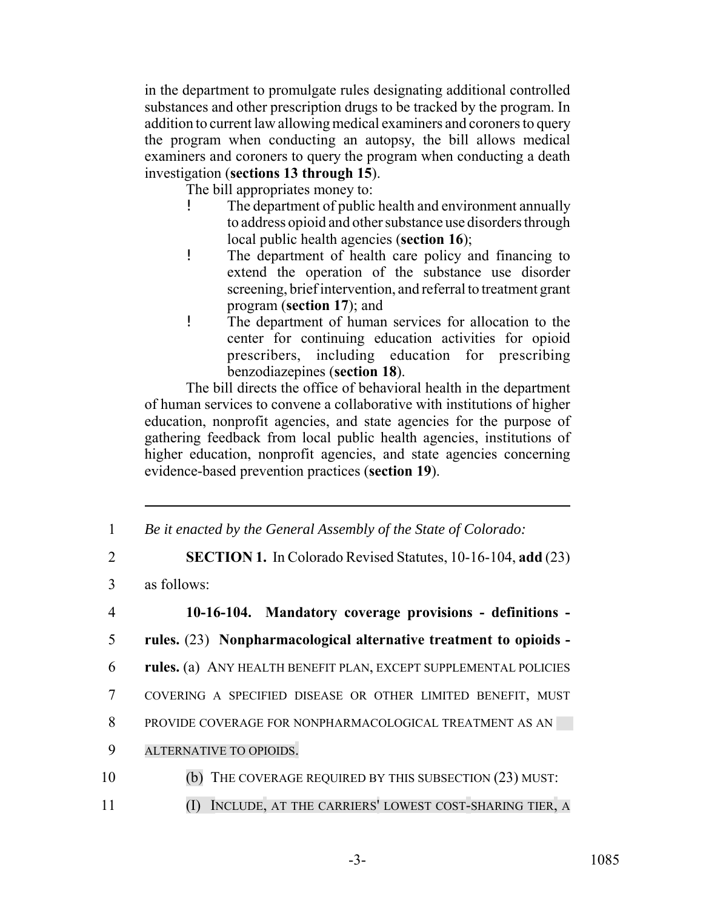in the department to promulgate rules designating additional controlled substances and other prescription drugs to be tracked by the program. In addition to current law allowing medical examiners and coroners to query the program when conducting an autopsy, the bill allows medical examiners and coroners to query the program when conducting a death investigation (**sections 13 through 15**).

The bill appropriates money to:

- The department of public health and environment annually to address opioid and other substance use disorders through local public health agencies (**section 16**);
- The department of health care policy and financing to extend the operation of the substance use disorder screening, brief intervention, and referral to treatment grant program (**section 17**); and
- The department of human services for allocation to the center for continuing education activities for opioid prescribers, including education for prescribing benzodiazepines (**section 18**).

The bill directs the office of behavioral health in the department of human services to convene a collaborative with institutions of higher education, nonprofit agencies, and state agencies for the purpose of gathering feedback from local public health agencies, institutions of higher education, nonprofit agencies, and state agencies concerning evidence-based prevention practices (**section 19**).

---

1 *Be it enacted by the General Assembly of the State of Colorado:*

2 **SECTION 1.** In Colorado Revised Statutes, 10-16-104, **add** (23)

3 as follows:

4 **10-16-104. Mandatory coverage provisions - definitions -**

5 **rules.** (23) **Nonpharmacological alternative treatment to opioids -**

6 **rules.** (a) ANY HEALTH BENEFIT PLAN, EXCEPT SUPPLEMENTAL POLICIES

7 COVERING A SPECIFIED DISEASE OR OTHER LIMITED BENEFIT, MUST

8 PROVIDE COVERAGE FOR NONPHARMACOLOGICAL TREATMENT AS AN

9 ALTERNATIVE TO OPIOIDS.

10 (b) THE COVERAGE REQUIRED BY THIS SUBSECTION (23) MUST:

11 (I) INCLUDE, AT THE CARRIERS' LOWEST COST-SHARING TIER, A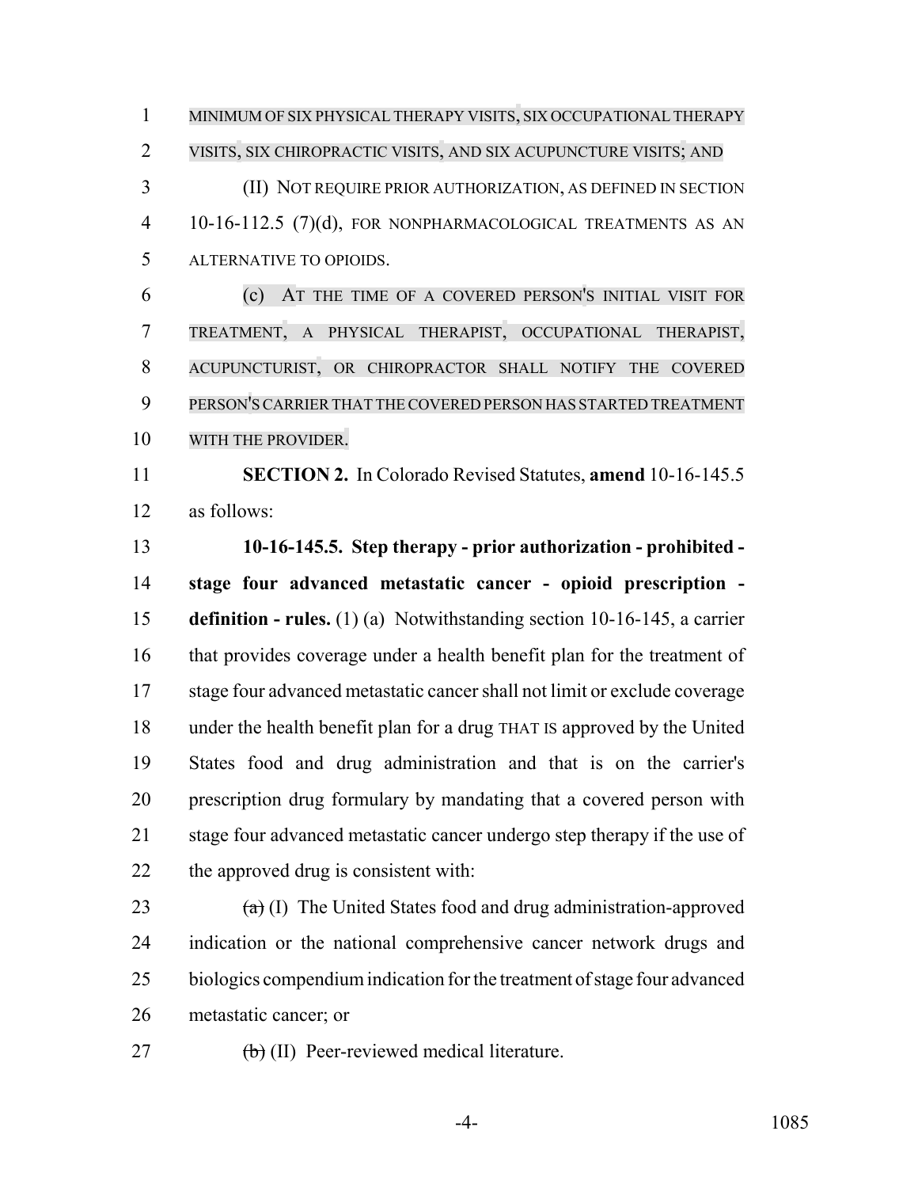MINIMUM OF SIX PHYSICAL THERAPY VISITS, SIX OCCUPATIONAL THERAPY VISITS, SIX CHIROPRACTIC VISITS, AND SIX ACUPUNCTURE VISITS; AND

(II) NOT REQUIRE PRIOR AUTHORIZATION, AS DEFINED IN SECTION 10-16-112.5 (7)(d), FOR NONPHARMACOLOGICAL TREATMENTS AS AN ALTERNATIVE TO OPIOIDS.

(c) AT THE TIME OF A COVERED PERSON'S INITIAL VISIT FOR TREATMENT, A PHYSICAL THERAPIST, OCCUPATIONAL THERAPIST, ACUPUNCTURIST, OR CHIROPRACTOR SHALL NOTIFY THE COVERED PERSON'S CARRIER THAT THE COVERED PERSON HAS STARTED TREATMENT WITH THE PROVIDER.

**SECTION 2.** In Colorado Revised Statutes, **amend** 10-16-145.5 as follows:

**10-16-145.5. Step therapy - prior authorization - prohibited - stage four advanced metastatic cancer - opioid prescription - definition - rules.** (1) (a) Notwithstanding section 10-16-145, a carrier that provides coverage under a health benefit plan for the treatment of stage four advanced metastatic cancer shall not limit or exclude coverage under the health benefit plan for a drug THAT IS approved by the United States food and drug administration and that is on the carrier's prescription drug formulary by mandating that a covered person with stage four advanced metastatic cancer undergo step therapy if the use of the approved drug is consistent with:

~~(a)~~ (I) The United States food and drug administration-approved indication or the national comprehensive cancer network drugs and biologics compendium indication for the treatment of stage four advanced metastatic cancer; or

~~(b)~~ (II) Peer-reviewed medical literature.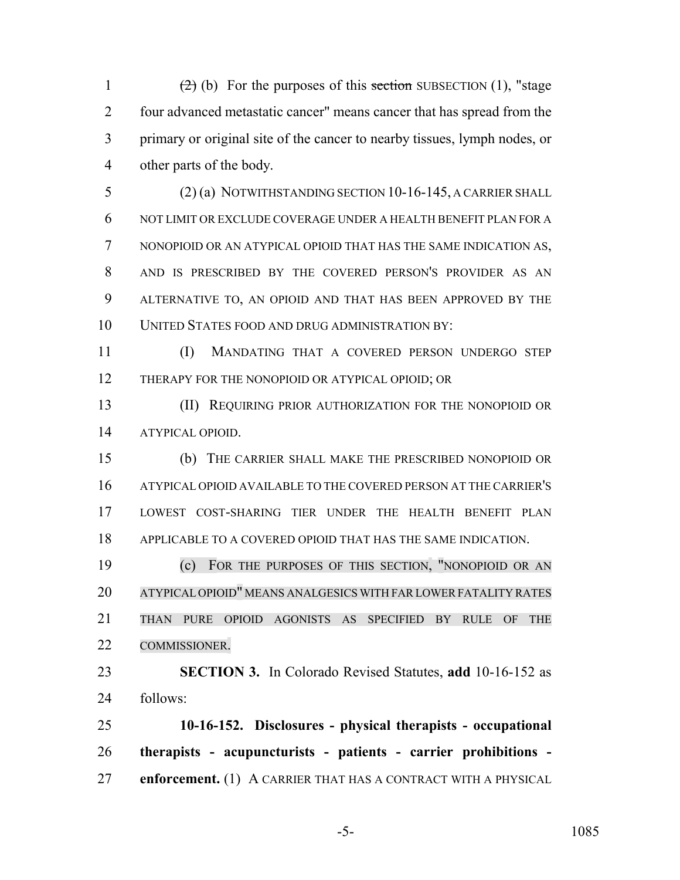~~(2)~~ (b) For the purposes of this ~~section~~ SUBSECTION (1), "stage four advanced metastatic cancer" means cancer that has spread from the primary or original site of the cancer to nearby tissues, lymph nodes, or other parts of the body.

(2) (a) NOTWITHSTANDING SECTION 10-16-145, A CARRIER SHALL NOT LIMIT OR EXCLUDE COVERAGE UNDER A HEALTH BENEFIT PLAN FOR A NONOPIOID OR AN ATYPICAL OPIOID THAT HAS THE SAME INDICATION AS, AND IS PRESCRIBED BY THE COVERED PERSON'S PROVIDER AS AN ALTERNATIVE TO, AN OPIOID AND THAT HAS BEEN APPROVED BY THE UNITED STATES FOOD AND DRUG ADMINISTRATION BY:

(I) MANDATING THAT A COVERED PERSON UNDERGO STEP THERAPY FOR THE NONOPIOID OR ATYPICAL OPIOID; OR

(II) REQUIRING PRIOR AUTHORIZATION FOR THE NONOPIOID OR ATYPICAL OPIOID.

(b) THE CARRIER SHALL MAKE THE PRESCRIBED NONOPIOID OR ATYPICAL OPIOID AVAILABLE TO THE COVERED PERSON AT THE CARRIER'S LOWEST COST-SHARING TIER UNDER THE HEALTH BENEFIT PLAN APPLICABLE TO A COVERED OPIOID THAT HAS THE SAME INDICATION.

(c) FOR THE PURPOSES OF THIS SECTION, "NONOPIOID OR AN ATYPICAL OPIOID" MEANS ANALGESICS WITH FAR LOWER FATALITY RATES THAN PURE OPIOID AGONISTS AS SPECIFIED BY RULE OF THE COMMISSIONER.

**SECTION 3.** In Colorado Revised Statutes, **add** 10-16-152 as follows:

**10-16-152. Disclosures - physical therapists - occupational therapists - acupuncturists - patients - carrier prohibitions - enforcement.** (1) A CARRIER THAT HAS A CONTRACT WITH A PHYSICAL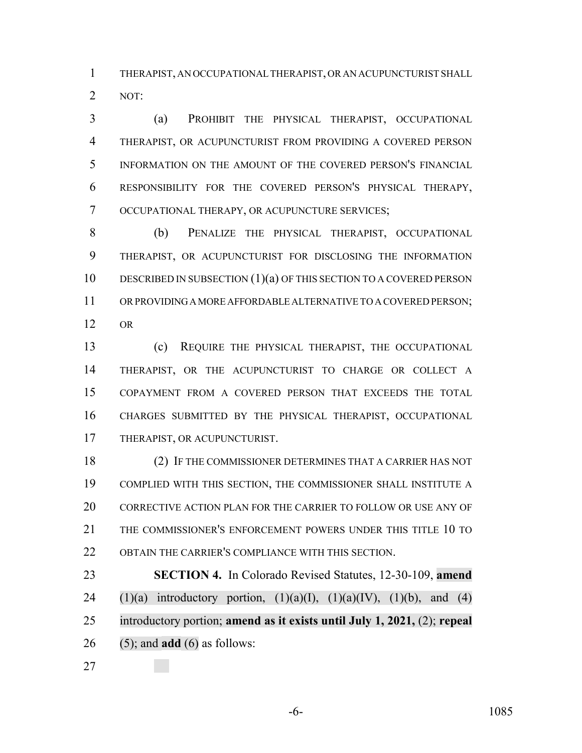THERAPIST, AN OCCUPATIONAL THERAPIST, OR AN ACUPUNCTURIST SHALL NOT:

(a) PROHIBIT THE PHYSICAL THERAPIST, OCCUPATIONAL THERAPIST, OR ACUPUNCTURIST FROM PROVIDING A COVERED PERSON INFORMATION ON THE AMOUNT OF THE COVERED PERSON'S FINANCIAL RESPONSIBILITY FOR THE COVERED PERSON'S PHYSICAL THERAPY, OCCUPATIONAL THERAPY, OR ACUPUNCTURE SERVICES;

(b) PENALIZE THE PHYSICAL THERAPIST, OCCUPATIONAL THERAPIST, OR ACUPUNCTURIST FOR DISCLOSING THE INFORMATION DESCRIBED IN SUBSECTION (1)(a) OF THIS SECTION TO A COVERED PERSON OR PROVIDING A MORE AFFORDABLE ALTERNATIVE TO A COVERED PERSON; OR

(c) REQUIRE THE PHYSICAL THERAPIST, THE OCCUPATIONAL THERAPIST, OR THE ACUPUNCTURIST TO CHARGE OR COLLECT A COPAYMENT FROM A COVERED PERSON THAT EXCEEDS THE TOTAL CHARGES SUBMITTED BY THE PHYSICAL THERAPIST, OCCUPATIONAL THERAPIST, OR ACUPUNCTURIST.

(2) IF THE COMMISSIONER DETERMINES THAT A CARRIER HAS NOT COMPLIED WITH THIS SECTION, THE COMMISSIONER SHALL INSTITUTE A CORRECTIVE ACTION PLAN FOR THE CARRIER TO FOLLOW OR USE ANY OF THE COMMISSIONER'S ENFORCEMENT POWERS UNDER THIS TITLE 10 TO OBTAIN THE CARRIER'S COMPLIANCE WITH THIS SECTION.

**SECTION 4.** In Colorado Revised Statutes, 12-30-109, **amend** (1)(a) introductory portion, (1)(a)(I), (1)(a)(IV), (1)(b), and (4) introductory portion; **amend as it exists until July 1, 2021,** (2); **repeal** (5); and **add** (6) as follows: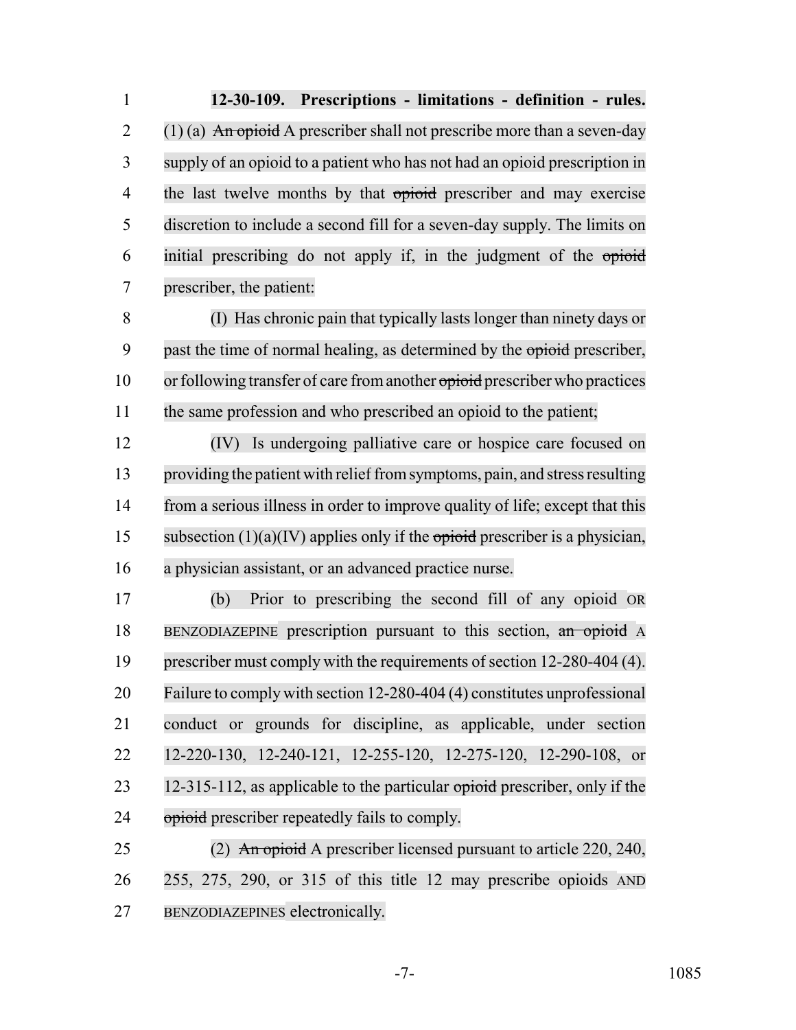**12-30-109. Prescriptions - limitations - definition - rules.** (1) (a) ~~An opioid~~ A prescriber shall not prescribe more than a seven-day supply of an opioid to a patient who has not had an opioid prescription in the last twelve months by that ~~opioid~~ prescriber and may exercise discretion to include a second fill for a seven-day supply. The limits on initial prescribing do not apply if, in the judgment of the ~~opioid~~ prescriber, the patient:

(I) Has chronic pain that typically lasts longer than ninety days or past the time of normal healing, as determined by the ~~opioid~~ prescriber, or following transfer of care from another ~~opioid~~ prescriber who practices the same profession and who prescribed an opioid to the patient;

(IV) Is undergoing palliative care or hospice care focused on providing the patient with relief from symptoms, pain, and stress resulting from a serious illness in order to improve quality of life; except that this subsection (1)(a)(IV) applies only if the ~~opioid~~ prescriber is a physician, a physician assistant, or an advanced practice nurse.

(b) Prior to prescribing the second fill of any opioid OR BENZODIAZEPINE prescription pursuant to this section, ~~an opioid~~ A prescriber must comply with the requirements of section 12-280-404 (4). Failure to comply with section 12-280-404 (4) constitutes unprofessional conduct or grounds for discipline, as applicable, under section 12-220-130, 12-240-121, 12-255-120, 12-275-120, 12-290-108, or 12-315-112, as applicable to the particular ~~opioid~~ prescriber, only if the ~~opioid~~ prescriber repeatedly fails to comply.

(2) ~~An opioid~~ A prescriber licensed pursuant to article 220, 240, 255, 275, 290, or 315 of this title 12 may prescribe opioids AND BENZODIAZEPINES electronically.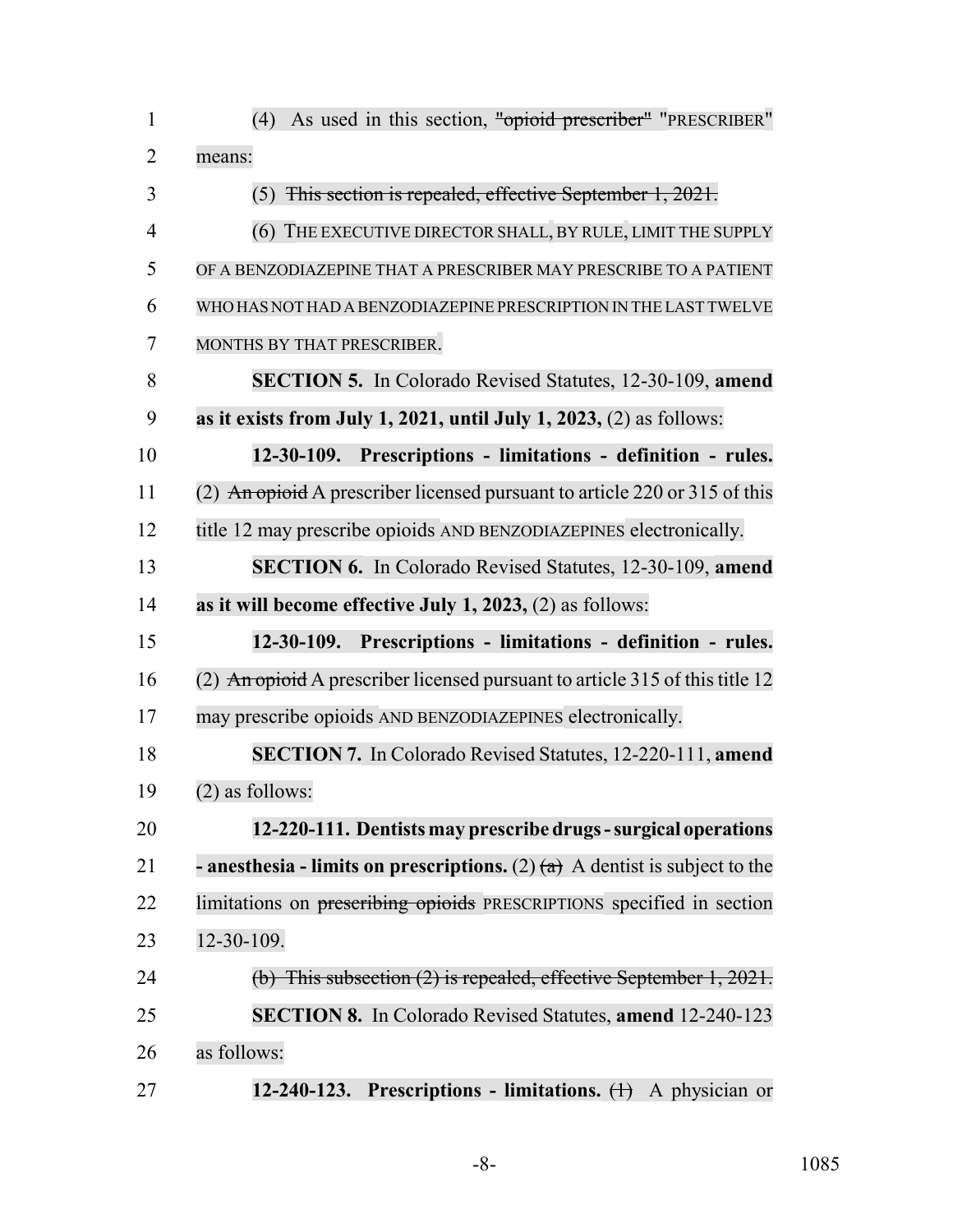(4) As used in this section, ~~"opioid prescriber"~~ "PRESCRIBER" means:

(5) ~~This section is repealed, effective September 1, 2021.~~

(6) THE EXECUTIVE DIRECTOR SHALL, BY RULE, LIMIT THE SUPPLY OF A BENZODIAZEPINE THAT A PRESCRIBER MAY PRESCRIBE TO A PATIENT WHO HAS NOT HAD A BENZODIAZEPINE PRESCRIPTION IN THE LAST TWELVE MONTHS BY THAT PRESCRIBER.

**SECTION 5.** In Colorado Revised Statutes, 12-30-109, **amend as it exists from July 1, 2021, until July 1, 2023,** (2) as follows:

**12-30-109. Prescriptions - limitations - definition - rules.** (2) ~~An opioid~~ A prescriber licensed pursuant to article 220 or 315 of this title 12 may prescribe opioids AND BENZODIAZEPINES electronically.

**SECTION 6.** In Colorado Revised Statutes, 12-30-109, **amend as it will become effective July 1, 2023,** (2) as follows:

**12-30-109. Prescriptions - limitations - definition - rules.** (2) ~~An opioid~~ A prescriber licensed pursuant to article 315 of this title 12 may prescribe opioids AND BENZODIAZEPINES electronically.

**SECTION 7.** In Colorado Revised Statutes, 12-220-111, **amend** (2) as follows:

**12-220-111. Dentists may prescribe drugs - surgical operations - anesthesia - limits on prescriptions.** (2) ~~(a)~~ A dentist is subject to the limitations on ~~prescribing opioids~~ PRESCRIPTIONS specified in section 12-30-109.

~~(b) This subsection (2) is repealed, effective September 1, 2021.~~

**SECTION 8.** In Colorado Revised Statutes, **amend** 12-240-123 as follows:

**12-240-123. Prescriptions - limitations.** ~~(1)~~ A physician or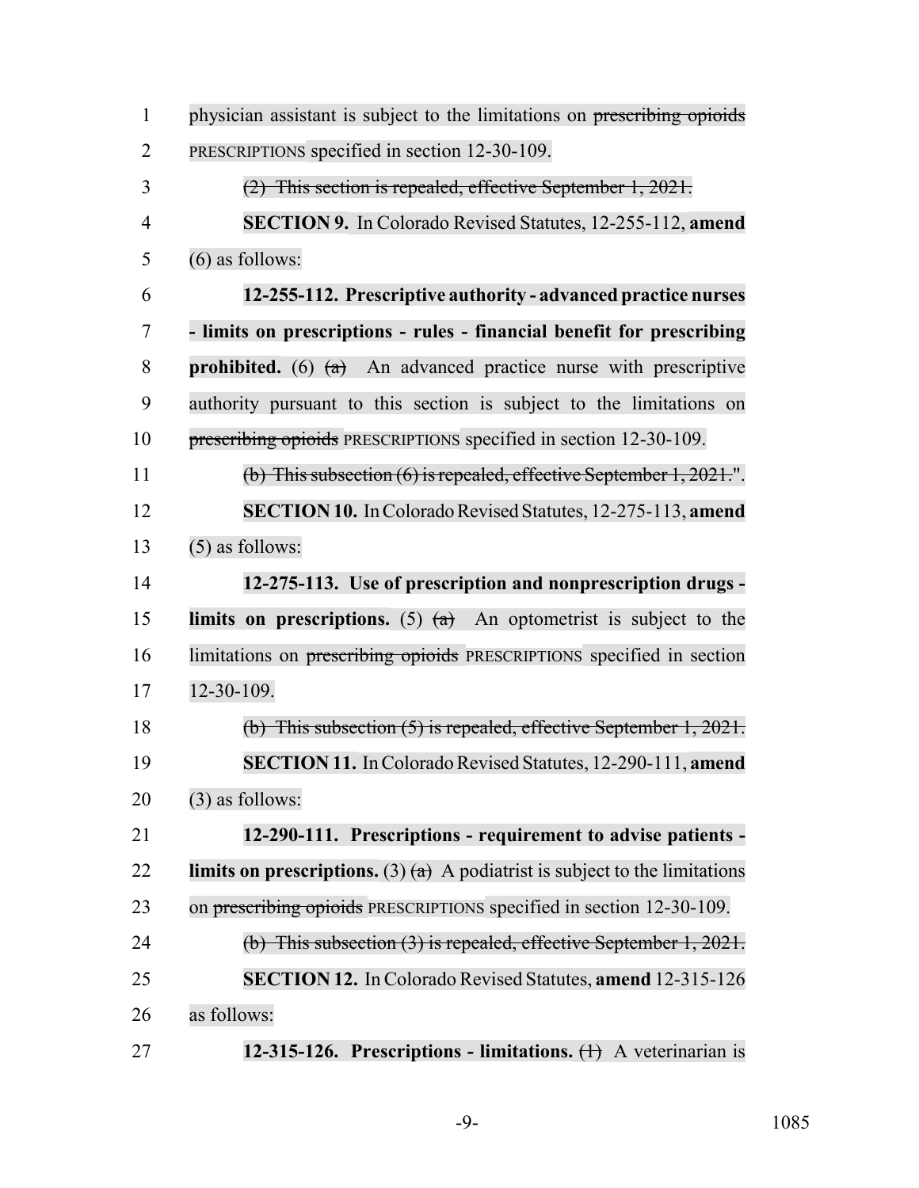physician assistant is subject to the limitations on ~~prescribing opioids~~ PRESCRIPTIONS specified in section 12-30-109.

~~(2) This section is repealed, effective September 1, 2021.~~

**SECTION 9.** In Colorado Revised Statutes, 12-255-112, **amend** (6) as follows:

**12-255-112. Prescriptive authority - advanced practice nurses - limits on prescriptions - rules - financial benefit for prescribing prohibited.** (6) ~~(a)~~ An advanced practice nurse with prescriptive authority pursuant to this section is subject to the limitations on ~~prescribing opioids~~ PRESCRIPTIONS specified in section 12-30-109.

~~(b) This subsection (6) is repealed, effective September 1, 2021.~~".

**SECTION 10.** In Colorado Revised Statutes, 12-275-113, **amend** (5) as follows:

**12-275-113. Use of prescription and nonprescription drugs - limits on prescriptions.** (5) ~~(a)~~ An optometrist is subject to the limitations on ~~prescribing opioids~~ PRESCRIPTIONS specified in section 12-30-109.

~~(b) This subsection (5) is repealed, effective September 1, 2021.~~

**SECTION 11.** In Colorado Revised Statutes, 12-290-111, **amend** (3) as follows:

**12-290-111. Prescriptions - requirement to advise patients - limits on prescriptions.** (3) ~~(a)~~ A podiatrist is subject to the limitations on ~~prescribing opioids~~ PRESCRIPTIONS specified in section 12-30-109.

~~(b) This subsection (3) is repealed, effective September 1, 2021.~~

**SECTION 12.** In Colorado Revised Statutes, **amend** 12-315-126 as follows:

**12-315-126. Prescriptions - limitations.** ~~(1)~~ A veterinarian is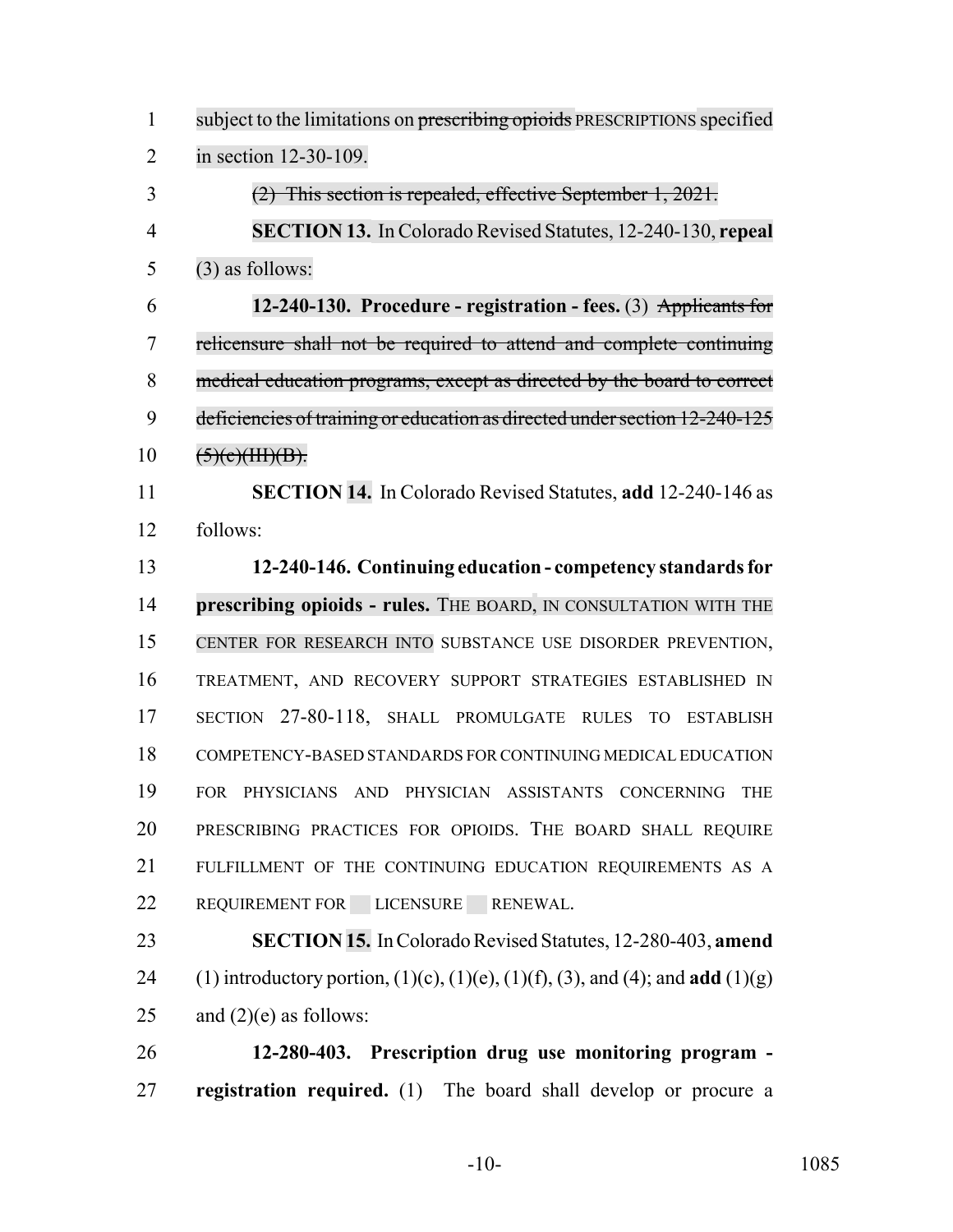subject to the limitations on ~~prescribing opioids~~ PRESCRIPTIONS specified in section 12-30-109.

~~(2) This section is repealed, effective September 1, 2021.~~

**SECTION 13.** In Colorado Revised Statutes, 12-240-130, **repeal** (3) as follows:

**12-240-130. Procedure - registration - fees.** (3) ~~Applicants for relicensure shall not be required to attend and complete continuing medical education programs, except as directed by the board to correct deficiencies of training or education as directed under section 12-240-125 (5)(c)(III)(B).~~

**SECTION 14.** In Colorado Revised Statutes, **add** 12-240-146 as follows:

**12-240-146. Continuing education - competency standards for prescribing opioids - rules.** THE BOARD, IN CONSULTATION WITH THE CENTER FOR RESEARCH INTO SUBSTANCE USE DISORDER PREVENTION, TREATMENT, AND RECOVERY SUPPORT STRATEGIES ESTABLISHED IN SECTION 27-80-118, SHALL PROMULGATE RULES TO ESTABLISH COMPETENCY-BASED STANDARDS FOR CONTINUING MEDICAL EDUCATION FOR PHYSICIANS AND PHYSICIAN ASSISTANTS CONCERNING THE PRESCRIBING PRACTICES FOR OPIOIDS. THE BOARD SHALL REQUIRE FULFILLMENT OF THE CONTINUING EDUCATION REQUIREMENTS AS A REQUIREMENT FOR LICENSURE RENEWAL.

**SECTION 15.** In Colorado Revised Statutes, 12-280-403, **amend** (1) introductory portion, (1)(c), (1)(e), (1)(f), (3), and (4); and **add** (1)(g) and (2)(e) as follows:

**12-280-403. Prescription drug use monitoring program - registration required.** (1) The board shall develop or procure a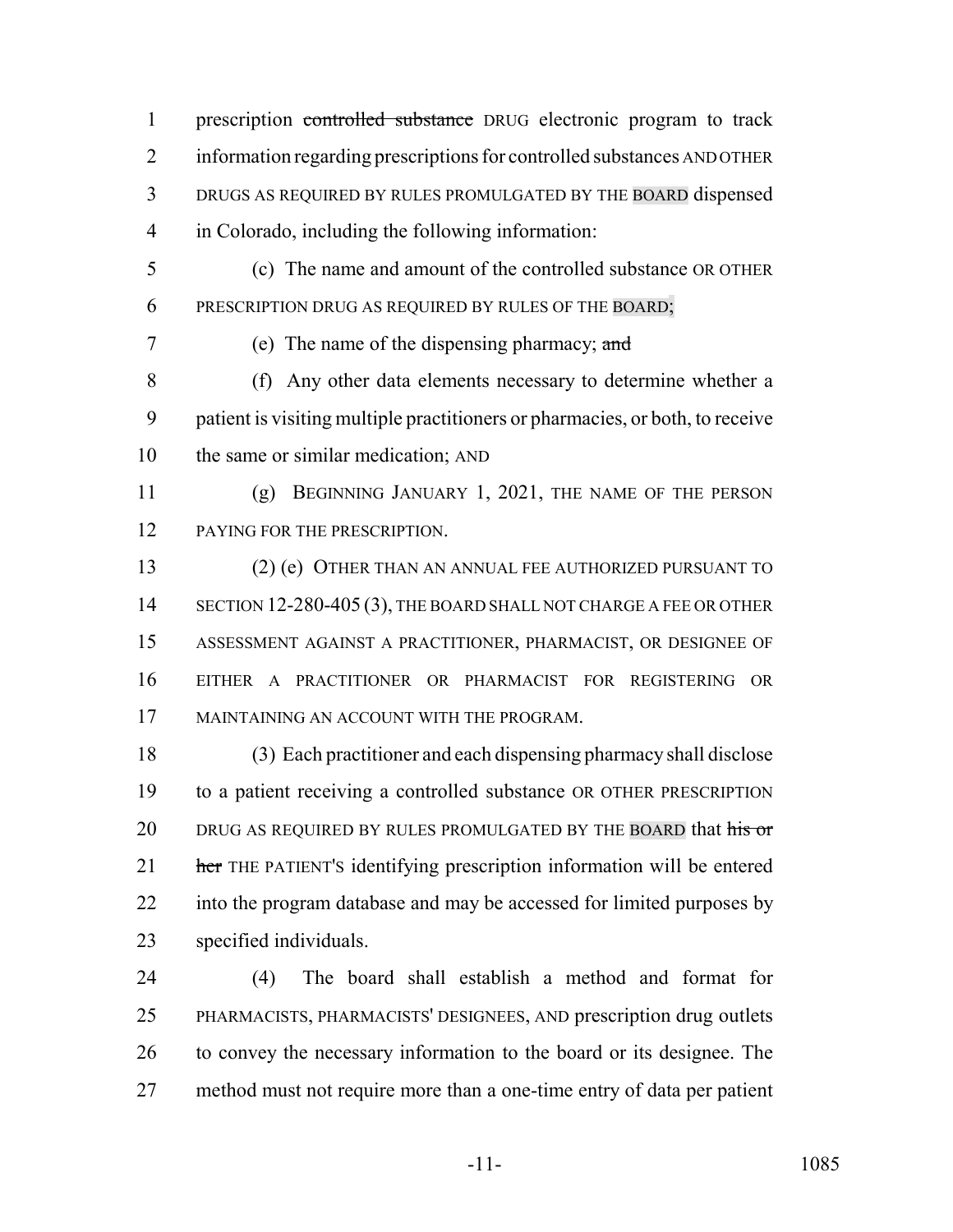prescription ~~controlled substance~~ DRUG electronic program to track information regarding prescriptions for controlled substances AND OTHER DRUGS AS REQUIRED BY RULES PROMULGATED BY THE BOARD dispensed in Colorado, including the following information:

(c) The name and amount of the controlled substance OR OTHER PRESCRIPTION DRUG AS REQUIRED BY RULES OF THE BOARD;

(e) The name of the dispensing pharmacy; ~~and~~

(f) Any other data elements necessary to determine whether a patient is visiting multiple practitioners or pharmacies, or both, to receive the same or similar medication; AND

(g) BEGINNING JANUARY 1, 2021, THE NAME OF THE PERSON PAYING FOR THE PRESCRIPTION.

(2) (e) OTHER THAN AN ANNUAL FEE AUTHORIZED PURSUANT TO SECTION 12-280-405 (3), THE BOARD SHALL NOT CHARGE A FEE OR OTHER ASSESSMENT AGAINST A PRACTITIONER, PHARMACIST, OR DESIGNEE OF EITHER A PRACTITIONER OR PHARMACIST FOR REGISTERING OR MAINTAINING AN ACCOUNT WITH THE PROGRAM.

(3) Each practitioner and each dispensing pharmacy shall disclose to a patient receiving a controlled substance OR OTHER PRESCRIPTION DRUG AS REQUIRED BY RULES PROMULGATED BY THE BOARD that ~~his or her~~ THE PATIENT'S identifying prescription information will be entered into the program database and may be accessed for limited purposes by specified individuals.

(4) The board shall establish a method and format for PHARMACISTS, PHARMACISTS' DESIGNEES, AND prescription drug outlets to convey the necessary information to the board or its designee. The method must not require more than a one-time entry of data per patient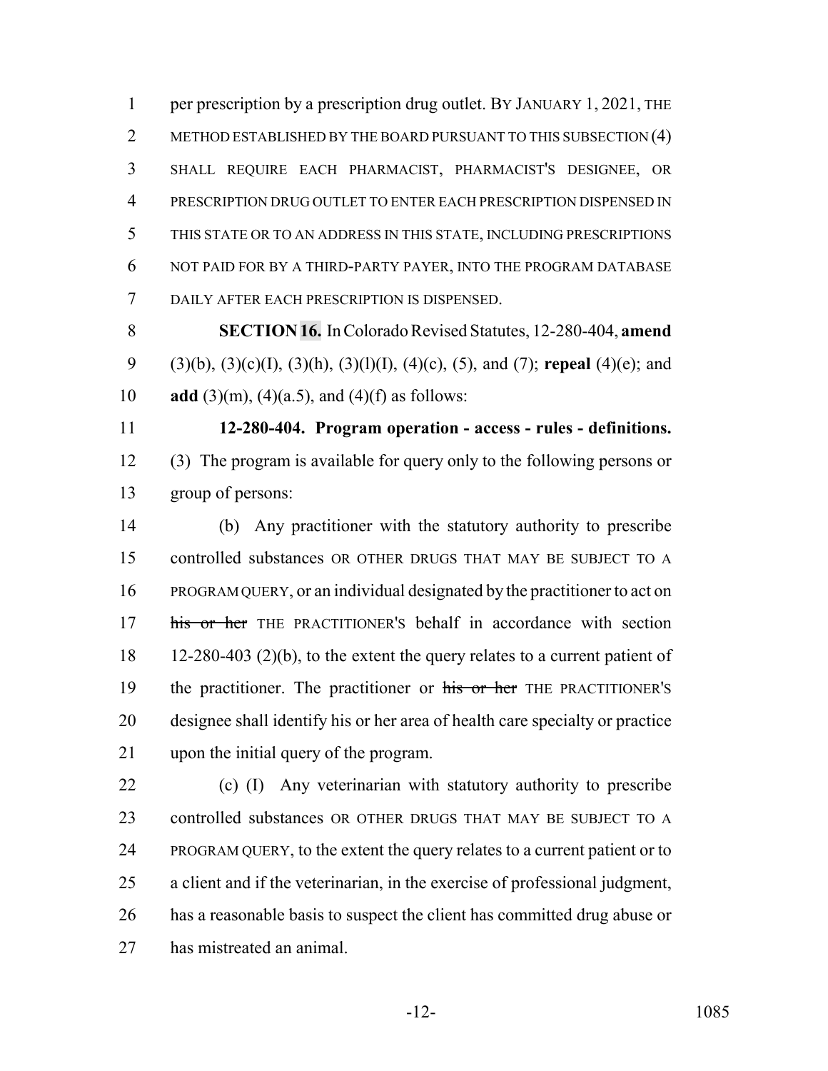per prescription by a prescription drug outlet. BY JANUARY 1, 2021, THE METHOD ESTABLISHED BY THE BOARD PURSUANT TO THIS SUBSECTION (4) SHALL REQUIRE EACH PHARMACIST, PHARMACIST'S DESIGNEE, OR PRESCRIPTION DRUG OUTLET TO ENTER EACH PRESCRIPTION DISPENSED IN THIS STATE OR TO AN ADDRESS IN THIS STATE, INCLUDING PRESCRIPTIONS NOT PAID FOR BY A THIRD-PARTY PAYER, INTO THE PROGRAM DATABASE DAILY AFTER EACH PRESCRIPTION IS DISPENSED.

**SECTION 16.** In Colorado Revised Statutes, 12-280-404, **amend** (3)(b), (3)(c)(I), (3)(h), (3)(l)(I), (4)(c), (5), and (7); **repeal** (4)(e); and **add** (3)(m), (4)(a.5), and (4)(f) as follows:

**12-280-404. Program operation - access - rules - definitions.** (3) The program is available for query only to the following persons or group of persons:

(b) Any practitioner with the statutory authority to prescribe controlled substances OR OTHER DRUGS THAT MAY BE SUBJECT TO A PROGRAM QUERY, or an individual designated by the practitioner to act on ~~his or her~~ THE PRACTITIONER'S behalf in accordance with section 12-280-403 (2)(b), to the extent the query relates to a current patient of the practitioner. The practitioner or ~~his or her~~ THE PRACTITIONER'S designee shall identify his or her area of health care specialty or practice upon the initial query of the program.

(c) (I) Any veterinarian with statutory authority to prescribe controlled substances OR OTHER DRUGS THAT MAY BE SUBJECT TO A PROGRAM QUERY, to the extent the query relates to a current patient or to a client and if the veterinarian, in the exercise of professional judgment, has a reasonable basis to suspect the client has committed drug abuse or has mistreated an animal.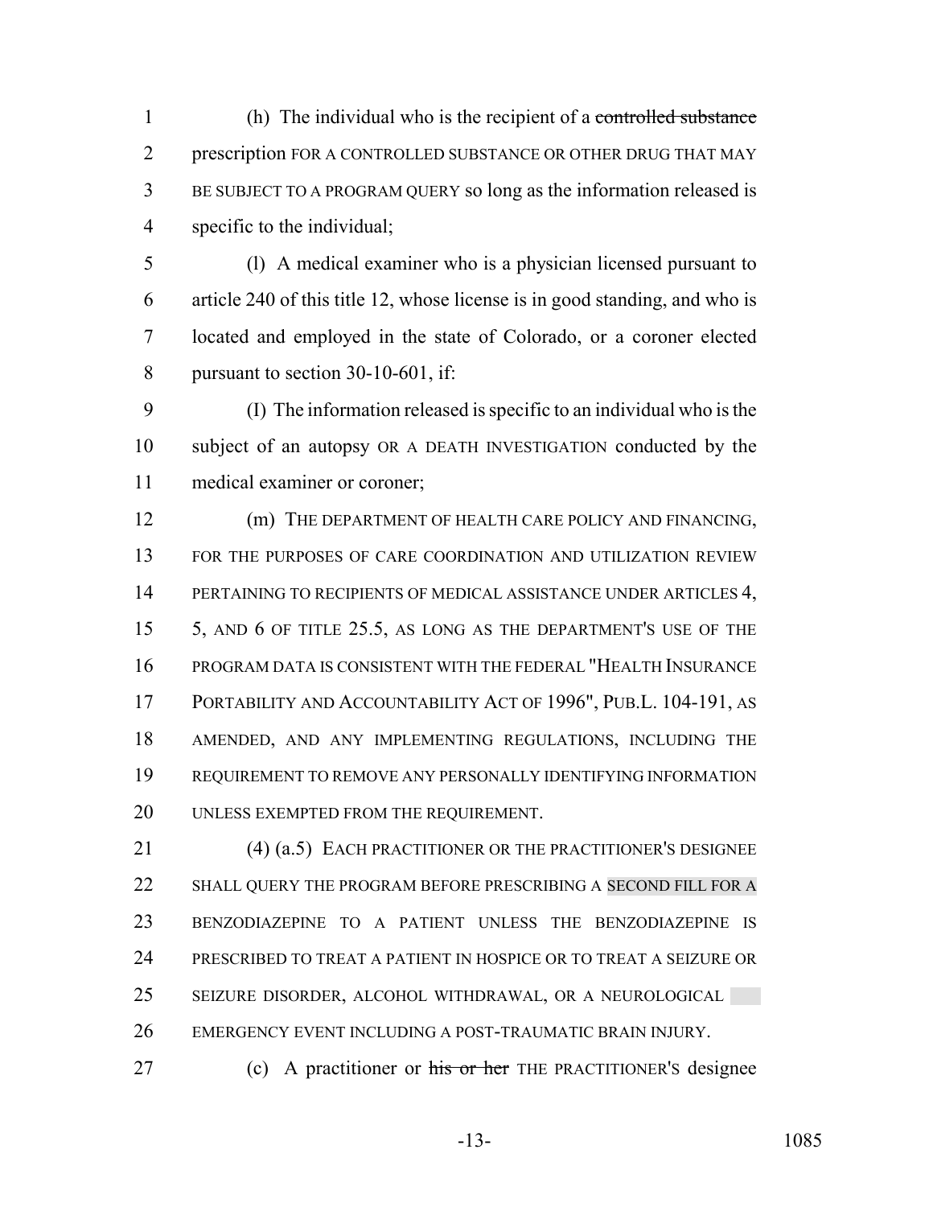(h) The individual who is the recipient of a ~~controlled substance~~ prescription FOR A CONTROLLED SUBSTANCE OR OTHER DRUG THAT MAY BE SUBJECT TO A PROGRAM QUERY so long as the information released is specific to the individual;

(l) A medical examiner who is a physician licensed pursuant to article 240 of this title 12, whose license is in good standing, and who is located and employed in the state of Colorado, or a coroner elected pursuant to section 30-10-601, if:

(I) The information released is specific to an individual who is the subject of an autopsy OR A DEATH INVESTIGATION conducted by the medical examiner or coroner;

(m) THE DEPARTMENT OF HEALTH CARE POLICY AND FINANCING, FOR THE PURPOSES OF CARE COORDINATION AND UTILIZATION REVIEW PERTAINING TO RECIPIENTS OF MEDICAL ASSISTANCE UNDER ARTICLES 4, 5, AND 6 OF TITLE 25.5, AS LONG AS THE DEPARTMENT'S USE OF THE PROGRAM DATA IS CONSISTENT WITH THE FEDERAL "HEALTH INSURANCE PORTABILITY AND ACCOUNTABILITY ACT OF 1996", PUB.L. 104-191, AS AMENDED, AND ANY IMPLEMENTING REGULATIONS, INCLUDING THE REQUIREMENT TO REMOVE ANY PERSONALLY IDENTIFYING INFORMATION UNLESS EXEMPTED FROM THE REQUIREMENT.

(4) (a.5) EACH PRACTITIONER OR THE PRACTITIONER'S DESIGNEE SHALL QUERY THE PROGRAM BEFORE PRESCRIBING A SECOND FILL FOR A BENZODIAZEPINE TO A PATIENT UNLESS THE BENZODIAZEPINE IS PRESCRIBED TO TREAT A PATIENT IN HOSPICE OR TO TREAT A SEIZURE OR SEIZURE DISORDER, ALCOHOL WITHDRAWAL, OR A NEUROLOGICAL EMERGENCY EVENT INCLUDING A POST-TRAUMATIC BRAIN INJURY.

(c) A practitioner or ~~his or her~~ THE PRACTITIONER'S designee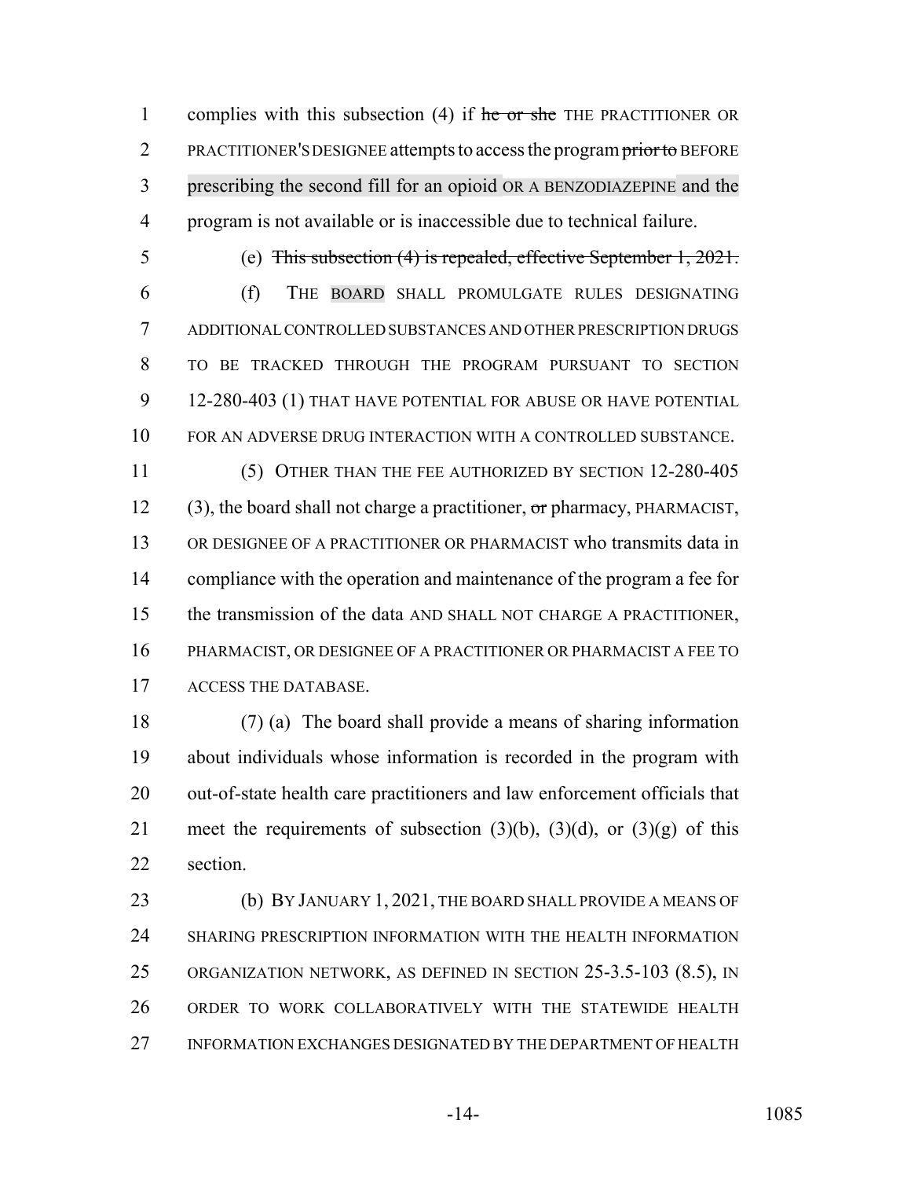complies with this subsection (4) if ~~he or she~~ THE PRACTITIONER OR PRACTITIONER'S DESIGNEE attempts to access the program ~~prior to~~ BEFORE prescribing the second fill for an opioid OR A BENZODIAZEPINE and the program is not available or is inaccessible due to technical failure.

(e) ~~This subsection (4) is repealed, effective September 1, 2021.~~

(f) THE BOARD SHALL PROMULGATE RULES DESIGNATING ADDITIONAL CONTROLLED SUBSTANCES AND OTHER PRESCRIPTION DRUGS TO BE TRACKED THROUGH THE PROGRAM PURSUANT TO SECTION 12-280-403 (1) THAT HAVE POTENTIAL FOR ABUSE OR HAVE POTENTIAL FOR AN ADVERSE DRUG INTERACTION WITH A CONTROLLED SUBSTANCE.

(5) OTHER THAN THE FEE AUTHORIZED BY SECTION 12-280-405 (3), the board shall not charge a practitioner, ~~or~~ pharmacy, PHARMACIST, OR DESIGNEE OF A PRACTITIONER OR PHARMACIST who transmits data in compliance with the operation and maintenance of the program a fee for the transmission of the data AND SHALL NOT CHARGE A PRACTITIONER, PHARMACIST, OR DESIGNEE OF A PRACTITIONER OR PHARMACIST A FEE TO ACCESS THE DATABASE.

(7) (a) The board shall provide a means of sharing information about individuals whose information is recorded in the program with out-of-state health care practitioners and law enforcement officials that meet the requirements of subsection (3)(b), (3)(d), or (3)(g) of this section.

(b) BY JANUARY 1, 2021, THE BOARD SHALL PROVIDE A MEANS OF SHARING PRESCRIPTION INFORMATION WITH THE HEALTH INFORMATION ORGANIZATION NETWORK, AS DEFINED IN SECTION 25-3.5-103 (8.5), IN ORDER TO WORK COLLABORATIVELY WITH THE STATEWIDE HEALTH INFORMATION EXCHANGES DESIGNATED BY THE DEPARTMENT OF HEALTH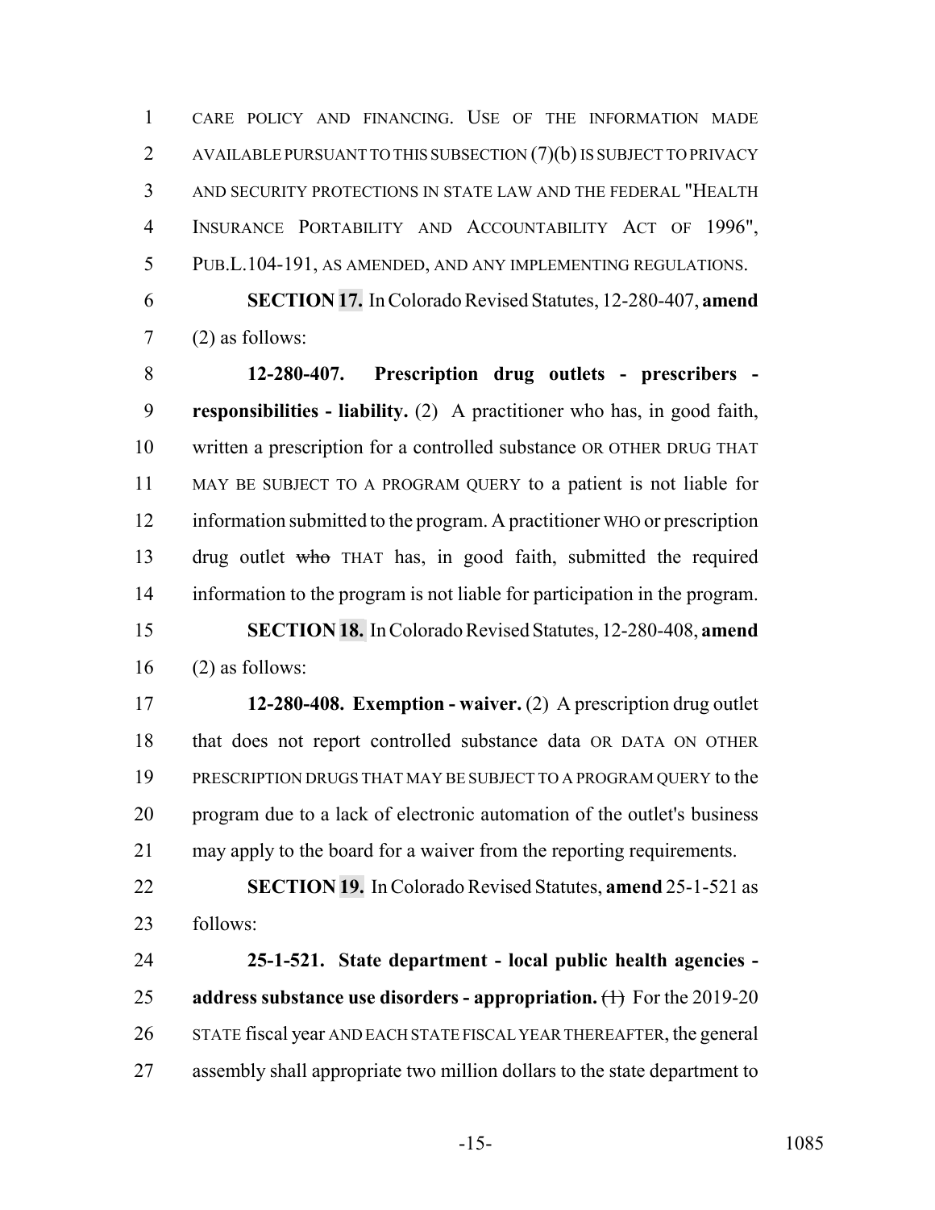CARE POLICY AND FINANCING. USE OF THE INFORMATION MADE AVAILABLE PURSUANT TO THIS SUBSECTION (7)(b) IS SUBJECT TO PRIVACY AND SECURITY PROTECTIONS IN STATE LAW AND THE FEDERAL "HEALTH INSURANCE PORTABILITY AND ACCOUNTABILITY ACT OF 1996", PUB.L.104-191, AS AMENDED, AND ANY IMPLEMENTING REGULATIONS.

**SECTION 17.** In Colorado Revised Statutes, 12-280-407, **amend** (2) as follows:

**12-280-407. Prescription drug outlets - prescribers - responsibilities - liability.** (2) A practitioner who has, in good faith, written a prescription for a controlled substance OR OTHER DRUG THAT MAY BE SUBJECT TO A PROGRAM QUERY to a patient is not liable for information submitted to the program. A practitioner WHO or prescription drug outlet ~~who~~ THAT has, in good faith, submitted the required information to the program is not liable for participation in the program.

**SECTION 18.** In Colorado Revised Statutes, 12-280-408, **amend** (2) as follows:

**12-280-408. Exemption - waiver.** (2) A prescription drug outlet that does not report controlled substance data OR DATA ON OTHER PRESCRIPTION DRUGS THAT MAY BE SUBJECT TO A PROGRAM QUERY to the program due to a lack of electronic automation of the outlet's business may apply to the board for a waiver from the reporting requirements.

**SECTION 19.** In Colorado Revised Statutes, **amend** 25-1-521 as follows:

**25-1-521. State department - local public health agencies - address substance use disorders - appropriation.** ~~(1)~~ For the 2019-20 STATE fiscal year AND EACH STATE FISCAL YEAR THEREAFTER, the general assembly shall appropriate two million dollars to the state department to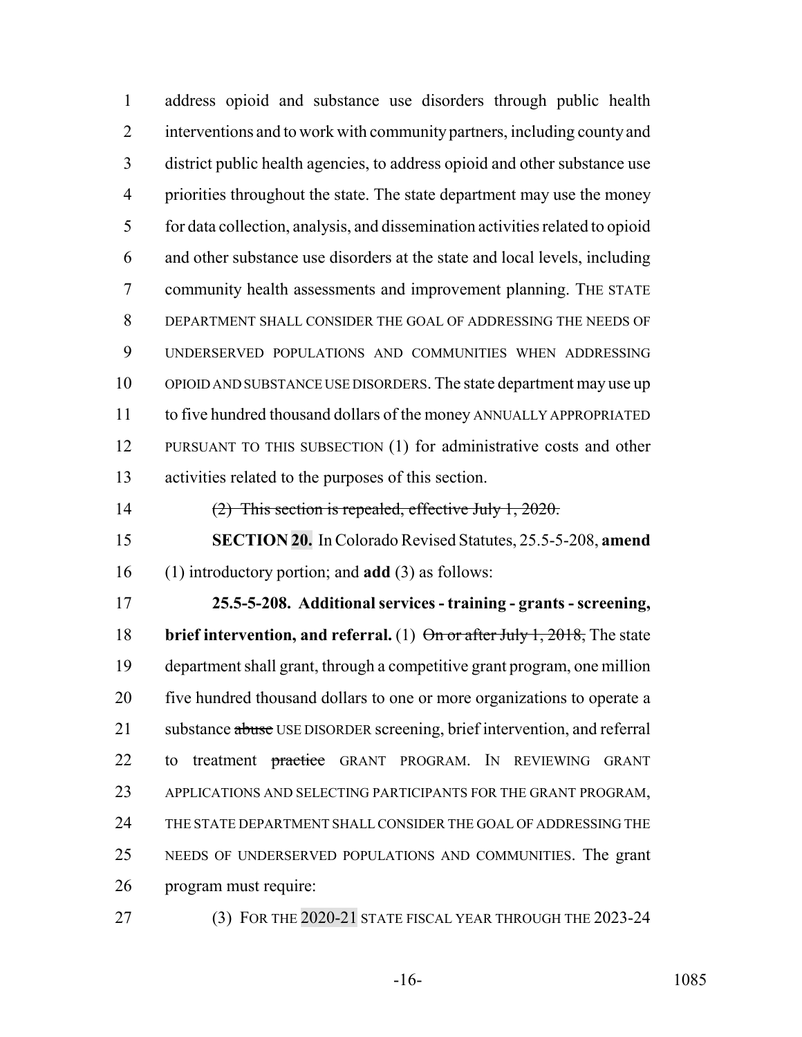address opioid and substance use disorders through public health interventions and to work with community partners, including county and district public health agencies, to address opioid and other substance use priorities throughout the state. The state department may use the money for data collection, analysis, and dissemination activities related to opioid and other substance use disorders at the state and local levels, including community health assessments and improvement planning. THE STATE DEPARTMENT SHALL CONSIDER THE GOAL OF ADDRESSING THE NEEDS OF UNDERSERVED POPULATIONS AND COMMUNITIES WHEN ADDRESSING OPIOID AND SUBSTANCE USE DISORDERS. The state department may use up to five hundred thousand dollars of the money ANNUALLY APPROPRIATED PURSUANT TO THIS SUBSECTION (1) for administrative costs and other activities related to the purposes of this section.

~~(2) This section is repealed, effective July 1, 2020.~~

**SECTION 20.** In Colorado Revised Statutes, 25.5-5-208, **amend** (1) introductory portion; and **add** (3) as follows:

**25.5-5-208. Additional services - training - grants - screening, brief intervention, and referral.** (1) ~~On or after July 1, 2018,~~ The state department shall grant, through a competitive grant program, one million five hundred thousand dollars to one or more organizations to operate a substance ~~abuse~~ USE DISORDER screening, brief intervention, and referral to treatment ~~practice~~ GRANT PROGRAM. IN REVIEWING GRANT APPLICATIONS AND SELECTING PARTICIPANTS FOR THE GRANT PROGRAM, THE STATE DEPARTMENT SHALL CONSIDER THE GOAL OF ADDRESSING THE NEEDS OF UNDERSERVED POPULATIONS AND COMMUNITIES. The grant program must require:

(3) FOR THE 2020-21 STATE FISCAL YEAR THROUGH THE 2023-24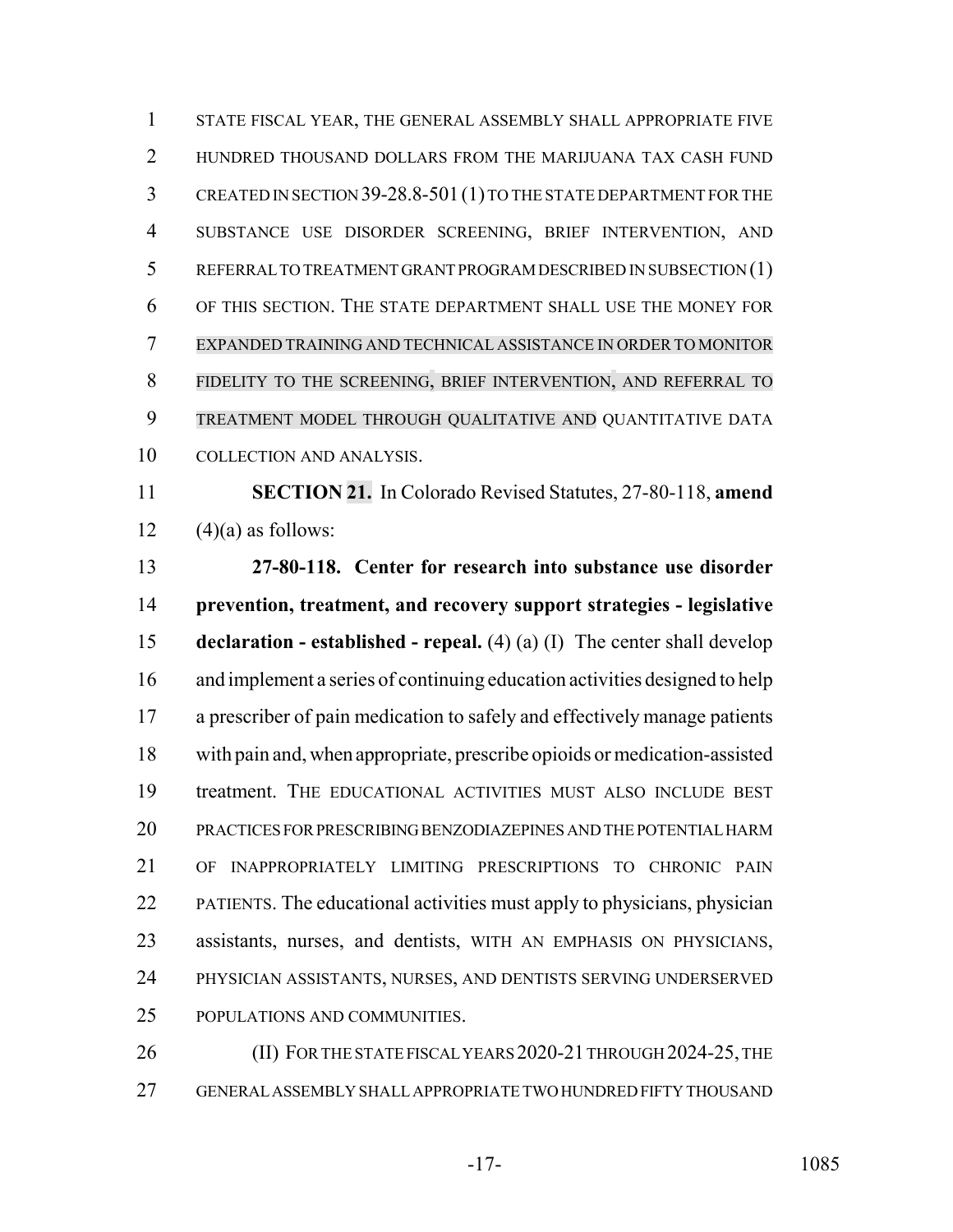STATE FISCAL YEAR, THE GENERAL ASSEMBLY SHALL APPROPRIATE FIVE HUNDRED THOUSAND DOLLARS FROM THE MARIJUANA TAX CASH FUND CREATED IN SECTION 39-28.8-501 (1) TO THE STATE DEPARTMENT FOR THE SUBSTANCE USE DISORDER SCREENING, BRIEF INTERVENTION, AND REFERRAL TO TREATMENT GRANT PROGRAM DESCRIBED IN SUBSECTION (1) OF THIS SECTION. THE STATE DEPARTMENT SHALL USE THE MONEY FOR EXPANDED TRAINING AND TECHNICAL ASSISTANCE IN ORDER TO MONITOR FIDELITY TO THE SCREENING, BRIEF INTERVENTION, AND REFERRAL TO TREATMENT MODEL THROUGH QUALITATIVE AND QUANTITATIVE DATA COLLECTION AND ANALYSIS.

**SECTION 21.** In Colorado Revised Statutes, 27-80-118, **amend** (4)(a) as follows:

**27-80-118. Center for research into substance use disorder prevention, treatment, and recovery support strategies - legislative declaration - established - repeal.** (4) (a) (I) The center shall develop and implement a series of continuing education activities designed to help a prescriber of pain medication to safely and effectively manage patients with pain and, when appropriate, prescribe opioids or medication-assisted treatment. THE EDUCATIONAL ACTIVITIES MUST ALSO INCLUDE BEST PRACTICES FOR PRESCRIBING BENZODIAZEPINES AND THE POTENTIAL HARM OF INAPPROPRIATELY LIMITING PRESCRIPTIONS TO CHRONIC PAIN PATIENTS. The educational activities must apply to physicians, physician assistants, nurses, and dentists, WITH AN EMPHASIS ON PHYSICIANS, PHYSICIAN ASSISTANTS, NURSES, AND DENTISTS SERVING UNDERSERVED POPULATIONS AND COMMUNITIES.

(II) FOR THE STATE FISCAL YEARS 2020-21 THROUGH 2024-25, THE GENERAL ASSEMBLY SHALL APPROPRIATE TWO HUNDRED FIFTY THOUSAND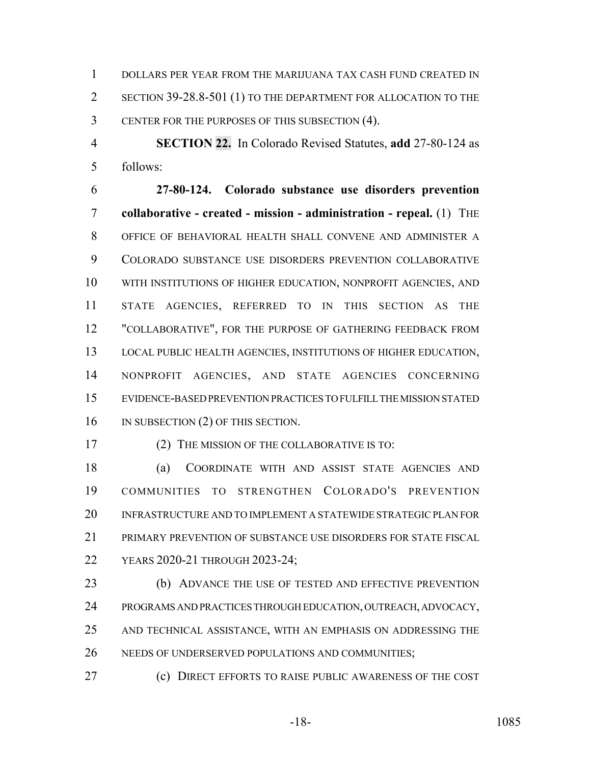DOLLARS PER YEAR FROM THE MARIJUANA TAX CASH FUND CREATED IN SECTION 39-28.8-501 (1) TO THE DEPARTMENT FOR ALLOCATION TO THE CENTER FOR THE PURPOSES OF THIS SUBSECTION (4).

**SECTION 22.** In Colorado Revised Statutes, **add** 27-80-124 as follows:

**27-80-124. Colorado substance use disorders prevention collaborative - created - mission - administration - repeal.** (1) THE OFFICE OF BEHAVIORAL HEALTH SHALL CONVENE AND ADMINISTER A COLORADO SUBSTANCE USE DISORDERS PREVENTION COLLABORATIVE WITH INSTITUTIONS OF HIGHER EDUCATION, NONPROFIT AGENCIES, AND STATE AGENCIES, REFERRED TO IN THIS SECTION AS THE "COLLABORATIVE", FOR THE PURPOSE OF GATHERING FEEDBACK FROM LOCAL PUBLIC HEALTH AGENCIES, INSTITUTIONS OF HIGHER EDUCATION, NONPROFIT AGENCIES, AND STATE AGENCIES CONCERNING EVIDENCE-BASED PREVENTION PRACTICES TO FULFILL THE MISSION STATED IN SUBSECTION (2) OF THIS SECTION.

(2) THE MISSION OF THE COLLABORATIVE IS TO:

(a) COORDINATE WITH AND ASSIST STATE AGENCIES AND COMMUNITIES TO STRENGTHEN COLORADO'S PREVENTION INFRASTRUCTURE AND TO IMPLEMENT A STATEWIDE STRATEGIC PLAN FOR PRIMARY PREVENTION OF SUBSTANCE USE DISORDERS FOR STATE FISCAL YEARS 2020-21 THROUGH 2023-24;

(b) ADVANCE THE USE OF TESTED AND EFFECTIVE PREVENTION PROGRAMS AND PRACTICES THROUGH EDUCATION, OUTREACH, ADVOCACY, AND TECHNICAL ASSISTANCE, WITH AN EMPHASIS ON ADDRESSING THE NEEDS OF UNDERSERVED POPULATIONS AND COMMUNITIES;

(c) DIRECT EFFORTS TO RAISE PUBLIC AWARENESS OF THE COST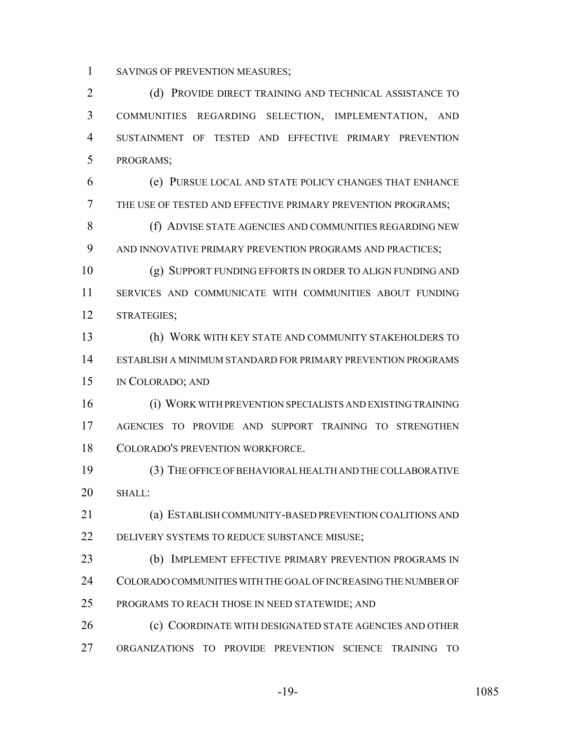SAVINGS OF PREVENTION MEASURES;

(d) PROVIDE DIRECT TRAINING AND TECHNICAL ASSISTANCE TO COMMUNITIES REGARDING SELECTION, IMPLEMENTATION, AND SUSTAINMENT OF TESTED AND EFFECTIVE PRIMARY PREVENTION PROGRAMS;

(e) PURSUE LOCAL AND STATE POLICY CHANGES THAT ENHANCE THE USE OF TESTED AND EFFECTIVE PRIMARY PREVENTION PROGRAMS;

(f) ADVISE STATE AGENCIES AND COMMUNITIES REGARDING NEW AND INNOVATIVE PRIMARY PREVENTION PROGRAMS AND PRACTICES;

(g) SUPPORT FUNDING EFFORTS IN ORDER TO ALIGN FUNDING AND SERVICES AND COMMUNICATE WITH COMMUNITIES ABOUT FUNDING STRATEGIES;

(h) WORK WITH KEY STATE AND COMMUNITY STAKEHOLDERS TO ESTABLISH A MINIMUM STANDARD FOR PRIMARY PREVENTION PROGRAMS IN COLORADO; AND

(i) WORK WITH PREVENTION SPECIALISTS AND EXISTING TRAINING AGENCIES TO PROVIDE AND SUPPORT TRAINING TO STRENGTHEN COLORADO'S PREVENTION WORKFORCE.

(3) THE OFFICE OF BEHAVIORAL HEALTH AND THE COLLABORATIVE SHALL:

(a) ESTABLISH COMMUNITY-BASED PREVENTION COALITIONS AND DELIVERY SYSTEMS TO REDUCE SUBSTANCE MISUSE;

(b) IMPLEMENT EFFECTIVE PRIMARY PREVENTION PROGRAMS IN COLORADO COMMUNITIES WITH THE GOAL OF INCREASING THE NUMBER OF PROGRAMS TO REACH THOSE IN NEED STATEWIDE; AND

(c) COORDINATE WITH DESIGNATED STATE AGENCIES AND OTHER ORGANIZATIONS TO PROVIDE PREVENTION SCIENCE TRAINING TO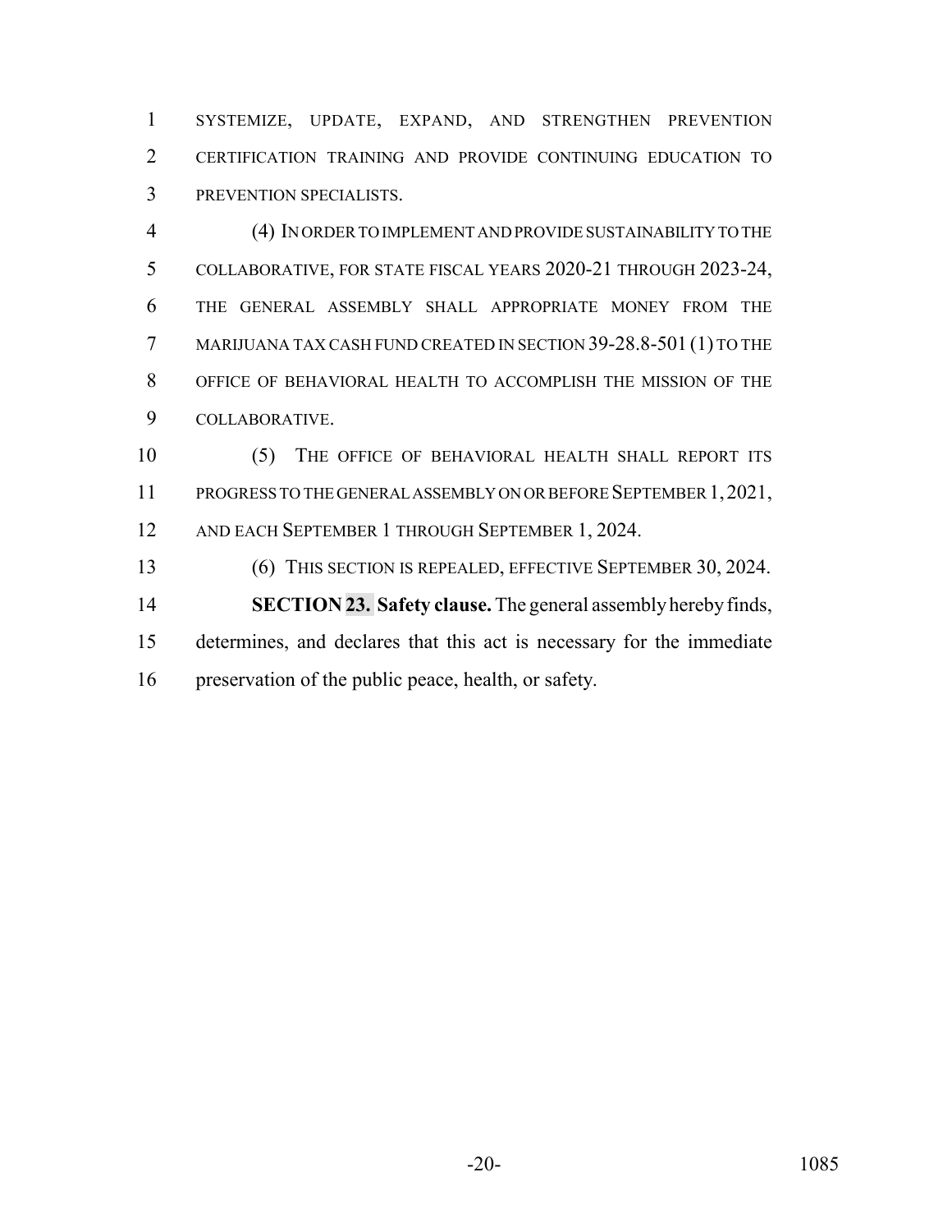SYSTEMIZE, UPDATE, EXPAND, AND STRENGTHEN PREVENTION CERTIFICATION TRAINING AND PROVIDE CONTINUING EDUCATION TO PREVENTION SPECIALISTS.

(4) IN ORDER TO IMPLEMENT AND PROVIDE SUSTAINABILITY TO THE COLLABORATIVE, FOR STATE FISCAL YEARS 2020-21 THROUGH 2023-24, THE GENERAL ASSEMBLY SHALL APPROPRIATE MONEY FROM THE MARIJUANA TAX CASH FUND CREATED IN SECTION 39-28.8-501 (1) TO THE OFFICE OF BEHAVIORAL HEALTH TO ACCOMPLISH THE MISSION OF THE COLLABORATIVE.

(5) THE OFFICE OF BEHAVIORAL HEALTH SHALL REPORT ITS PROGRESS TO THE GENERAL ASSEMBLY ON OR BEFORE SEPTEMBER 1, 2021, AND EACH SEPTEMBER 1 THROUGH SEPTEMBER 1, 2024.

(6) THIS SECTION IS REPEALED, EFFECTIVE SEPTEMBER 30, 2024.

**SECTION 23. Safety clause.** The general assembly hereby finds, determines, and declares that this act is necessary for the immediate preservation of the public peace, health, or safety.